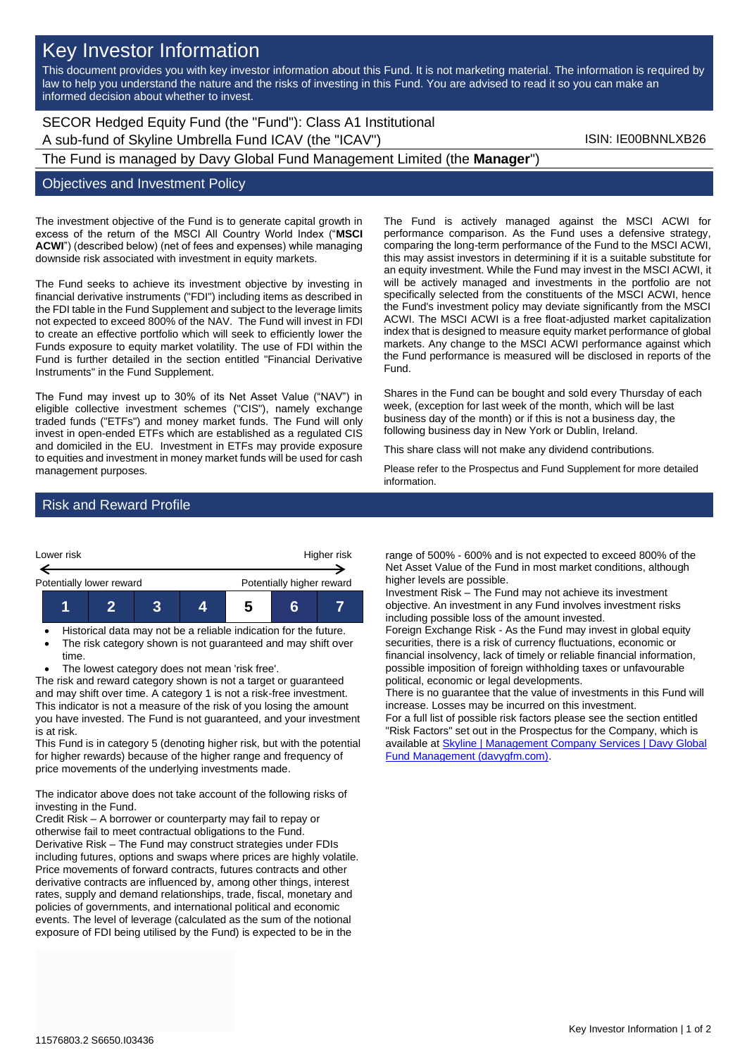# Key Investor Information

This document provides you with key investor information about this Fund. It is not marketing material. The information is required by law to help you understand the nature and the risks of investing in this Fund. You are advised to read it so you can make an informed decision about whether to invest.

SECOR Hedged Equity Fund (the "Fund"): Class A1 Institutional
A sub-fund of Skyline Umbrella Fund ICAV (the "ICAV")

ISIN: IE00BNNLXB26

The Fund is managed by Davy Global Fund Management Limited (the **Manager**")

## Objectives and Investment Policy

The investment objective of the Fund is to generate capital growth in excess of the return of the MSCI All Country World Index ("**MSCI ACWI**") (described below) (net of fees and expenses) while managing downside risk associated with investment in equity markets.

The Fund seeks to achieve its investment objective by investing in financial derivative instruments ("FDI") including items as described in the FDI table in the Fund Supplement and subject to the leverage limits not expected to exceed 800% of the NAV. The Fund will invest in FDI to create an effective portfolio which will seek to efficiently lower the Funds exposure to equity market volatility. The use of FDI within the Fund is further detailed in the section entitled "Financial Derivative Instruments" in the Fund Supplement.

The Fund may invest up to 30% of its Net Asset Value ("NAV") in eligible collective investment schemes ("CIS"), namely exchange traded funds ("ETFs") and money market funds. The Fund will only invest in open-ended ETFs which are established as a regulated CIS and domiciled in the EU. Investment in ETFs may provide exposure to equities and investment in money market funds will be used for cash management purposes.

The Fund is actively managed against the MSCI ACWI for performance comparison. As the Fund uses a defensive strategy, comparing the long-term performance of the Fund to the MSCI ACWI, this may assist investors in determining if it is a suitable substitute for an equity investment. While the Fund may invest in the MSCI ACWI, it will be actively managed and investments in the portfolio are not specifically selected from the constituents of the MSCI ACWI, hence the Fund's investment policy may deviate significantly from the MSCI ACWI. The MSCI ACWI is a free float-adjusted market capitalization index that is designed to measure equity market performance of global markets. Any change to the MSCI ACWI performance against which the Fund performance is measured will be disclosed in reports of the Fund.

Shares in the Fund can be bought and sold every Thursday of each week, (exception for last week of the month, which will be last business day of the month) or if this is not a business day, the following business day in New York or Dublin, Ireland.

This share class will not make any dividend contributions.

Please refer to the Prospectus and Fund Supplement for more detailed information.

## Risk and Reward Profile

| Lower risk | | | | | | Higher risk |
|---|---|---|---|---|---|---|
| Potentially lower reward | | | | | | Potentially higher reward |
| 1 | 2 | 3 | 4 | **5** | 6 | 7 |

- Historical data may not be a reliable indication for the future.
- The risk category shown is not guaranteed and may shift over time.
- The lowest category does not mean 'risk free'.

The risk and reward category shown is not a target or guaranteed and may shift over time. A category 1 is not a risk-free investment. This indicator is not a measure of the risk of you losing the amount you have invested. The Fund is not guaranteed, and your investment is at risk.

This Fund is in category 5 (denoting higher risk, but with the potential for higher rewards) because of the higher range and frequency of price movements of the underlying investments made.

The indicator above does not take account of the following risks of investing in the Fund.

Credit Risk – A borrower or counterparty may fail to repay or otherwise fail to meet contractual obligations to the Fund.

Derivative Risk – The Fund may construct strategies under FDIs including futures, options and swaps where prices are highly volatile. Price movements of forward contracts, futures contracts and other derivative contracts are influenced by, among other things, interest rates, supply and demand relationships, trade, fiscal, monetary and policies of governments, and international political and economic events. The level of leverage (calculated as the sum of the notional exposure of FDI being utilised by the Fund) is expected to be in the range of 500% - 600% and is not expected to exceed 800% of the Net Asset Value of the Fund in most market conditions, although higher levels are possible.

Investment Risk – The Fund may not achieve its investment objective. An investment in any Fund involves investment risks including possible loss of the amount invested.

Foreign Exchange Risk - As the Fund may invest in global equity securities, there is a risk of currency fluctuations, economic or financial insolvency, lack of timely or reliable financial information, possible imposition of foreign withholding taxes or unfavourable political, economic or legal developments.

There is no guarantee that the value of investments in this Fund will increase. Losses may be incurred on this investment.

For a full list of possible risk factors please see the section entitled "Risk Factors" set out in the Prospectus for the Company, which is available at [Skyline | Management Company Services | Davy Global Fund Management (davygfm.com)](davygfm.com).

11576803.2 S6650.I03436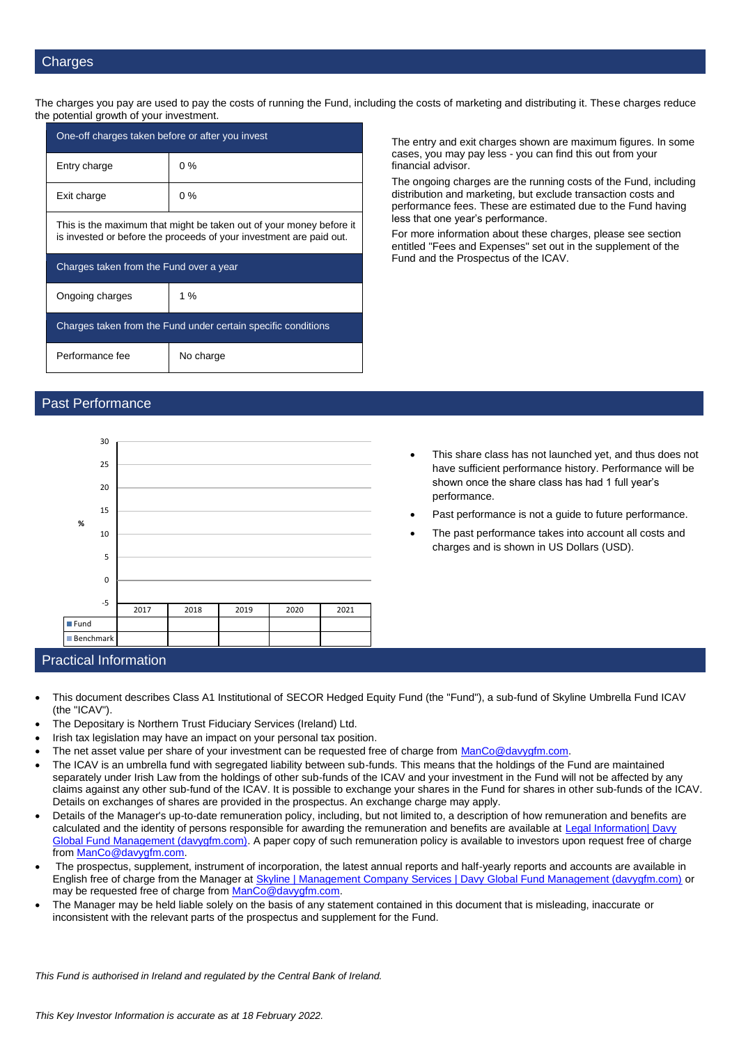## Charges

The charges you pay are used to pay the costs of running the Fund, including the costs of marketing and distributing it. These charges reduce the potential growth of your investment.

| One-off charges taken before or after you invest | |
|---|---|
| Entry charge | 0 % |
| Exit charge | 0 % |
| This is the maximum that might be taken out of your money before it is invested or before the proceeds of your investment are paid out. | |
| **Charges taken from the Fund over a year** | |
| Ongoing charges | 1 % |
| **Charges taken from the Fund under certain specific conditions** | |
| Performance fee | No charge |

The entry and exit charges shown are maximum figures. In some cases, you may pay less - you can find this out from your financial advisor.

The ongoing charges are the running costs of the Fund, including distribution and marketing, but exclude transaction costs and performance fees. These are estimated due to the Fund having less that one year's performance.

For more information about these charges, please see section entitled "Fees and Expenses" set out in the supplement of the Fund and the Prospectus of the ICAV.

## Past Performance

30
25
20
15
%
10
5
0
-5
2017 2018 2019 2020 2021
Fund
Benchmark

- This share class has not launched yet, and thus does not have sufficient performance history. Performance will be shown once the share class has had 1 full year's performance.
- Past performance is not a guide to future performance.
- The past performance takes into account all costs and charges and is shown in US Dollars (USD).

## Practical Information

- This document describes Class A1 Institutional of SECOR Hedged Equity Fund (the "Fund"), a sub-fund of Skyline Umbrella Fund ICAV (the "ICAV").
- The Depositary is Northern Trust Fiduciary Services (Ireland) Ltd.
- Irish tax legislation may have an impact on your personal tax position.
- The net asset value per share of your investment can be requested free of charge from ManCo@davygfm.com.
- The ICAV is an umbrella fund with segregated liability between sub-funds. This means that the holdings of the Fund are maintained separately under Irish Law from the holdings of other sub-funds of the ICAV and your investment in the Fund will not be affected by any claims against any other sub-fund of the ICAV. It is possible to exchange your shares in the Fund for shares in other sub-funds of the ICAV. Details on exchanges of shares are provided in the prospectus. An exchange charge may apply.
- Details of the Manager's up-to-date remuneration policy, including, but not limited to, a description of how remuneration and benefits are calculated and the identity of persons responsible for awarding the remuneration and benefits are available at Legal Information| Davy Global Fund Management (davygfm.com). A paper copy of such remuneration policy is available to investors upon request free of charge from ManCo@davygfm.com.
- The prospectus, supplement, instrument of incorporation, the latest annual reports and half-yearly reports and accounts are available in English free of charge from the Manager at Skyline | Management Company Services | Davy Global Fund Management (davygfm.com) or may be requested free of charge from ManCo@davygfm.com.
- The Manager may be held liable solely on the basis of any statement contained in this document that is misleading, inaccurate or inconsistent with the relevant parts of the prospectus and supplement for the Fund.

*This Fund is authorised in Ireland and regulated by the Central Bank of Ireland.*

*This Key Investor Information is accurate as at 18 February 2022.*